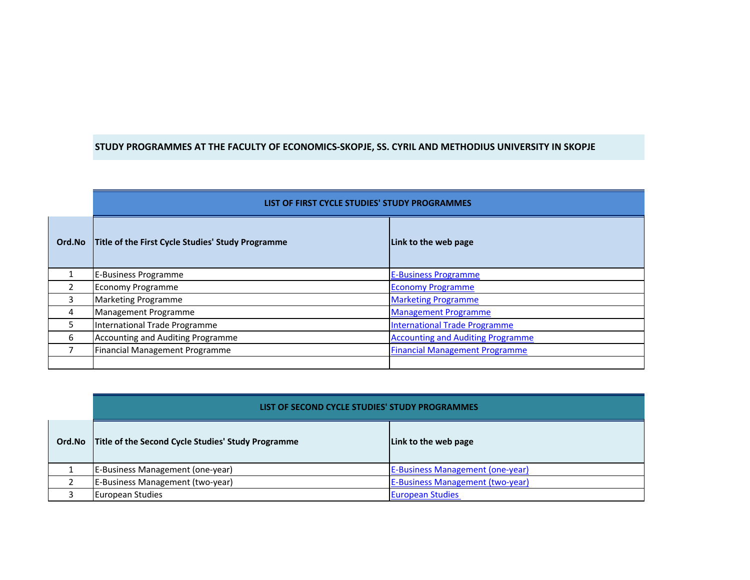# STUDY PROGRAMMES AT THE FACULTY OF ECONOMICS-SKOPJE, SS. CYRIL AND METHODIUS UNIVERSITY IN SKOPJE

## LIST OF FIRST CYCLE STUDIES' STUDY PROGRAMMES

| Ord.No | Title of the First Cycle Studies' Study Programme | Link to the web page |
|---|---|---|
| 1 | E-Business Programme | E-Business Programme |
| 2 | Economy Programme | Economy Programme |
| 3 | Marketing Programme | Marketing Programme |
| 4 | Management Programme | Management Programme |
| 5 | International Trade Programme | International Trade Programme |
| 6 | Accounting and Auditing Programme | Accounting and Auditing Programme |
| 7 | Financial Management Programme | Financial Management Programme |
| | | |

## LIST OF SECOND CYCLE STUDIES' STUDY PROGRAMMES

| Ord.No | Title of the Second Cycle Studies' Study Programme | Link to the web page |
|---|---|---|
| 1 | E-Business Management (one-year) | E-Business Management (one-year) |
| 2 | E-Business Management (two-year) | E-Business Management (two-year) |
| 3 | European Studies | European Studies |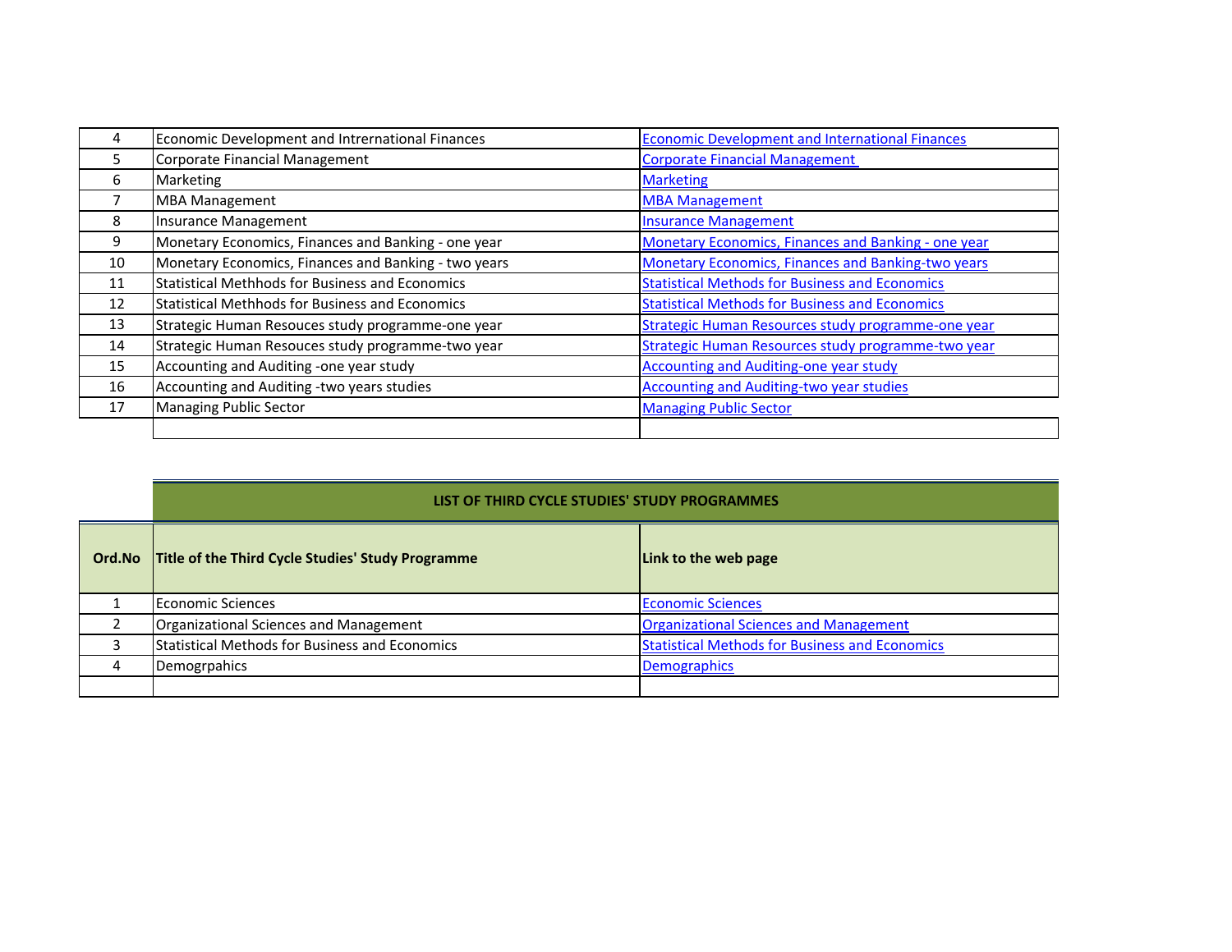| | | |
|---|---|---|
| 4 | Economic Development and Intrernational Finances | Economic Development and International Finances |
| 5 | Corporate Financial Management | Corporate Financial Management |
| 6 | Marketing | Marketing |
| 7 | MBA Management | MBA Management |
| 8 | Insurance Management | Insurance Management |
| 9 | Monetary Economics, Finances and Banking - one year | Monetary Economics, Finances and Banking - one year |
| 10 | Monetary Economics, Finances and Banking - two years | Monetary Economics, Finances and Banking-two years |
| 11 | Statistical Methhods for Business and Economics | Statistical Methods for Business and Economics |
| 12 | Statistical Methhods for Business and Economics | Statistical Methods for Business and Economics |
| 13 | Strategic Human Resouces study programme-one year | Strategic Human Resources study programme-one year |
| 14 | Strategic Human Resouces study programme-two year | Strategic Human Resources study programme-two year |
| 15 | Accounting and Auditing -one year study | Accounting and Auditing-one year study |
| 16 | Accounting and Auditing -two years studies | Accounting and Auditing-two year studies |
| 17 | Managing Public Sector | Managing Public Sector |
| | | |

**LIST OF THIRD CYCLE STUDIES' STUDY PROGRAMMES**

| Ord.No | Title of the Third Cycle Studies' Study Programme | Link to the web page |
|---|---|---|
| 1 | Economic Sciences | Economic Sciences |
| 2 | Organizational Sciences and Management | Organizational Sciences and Management |
| 3 | Statistical Methods for Business and Economics | Statistical Methods for Business and Economics |
| 4 | Demogrpahics | Demographics |
| | | |